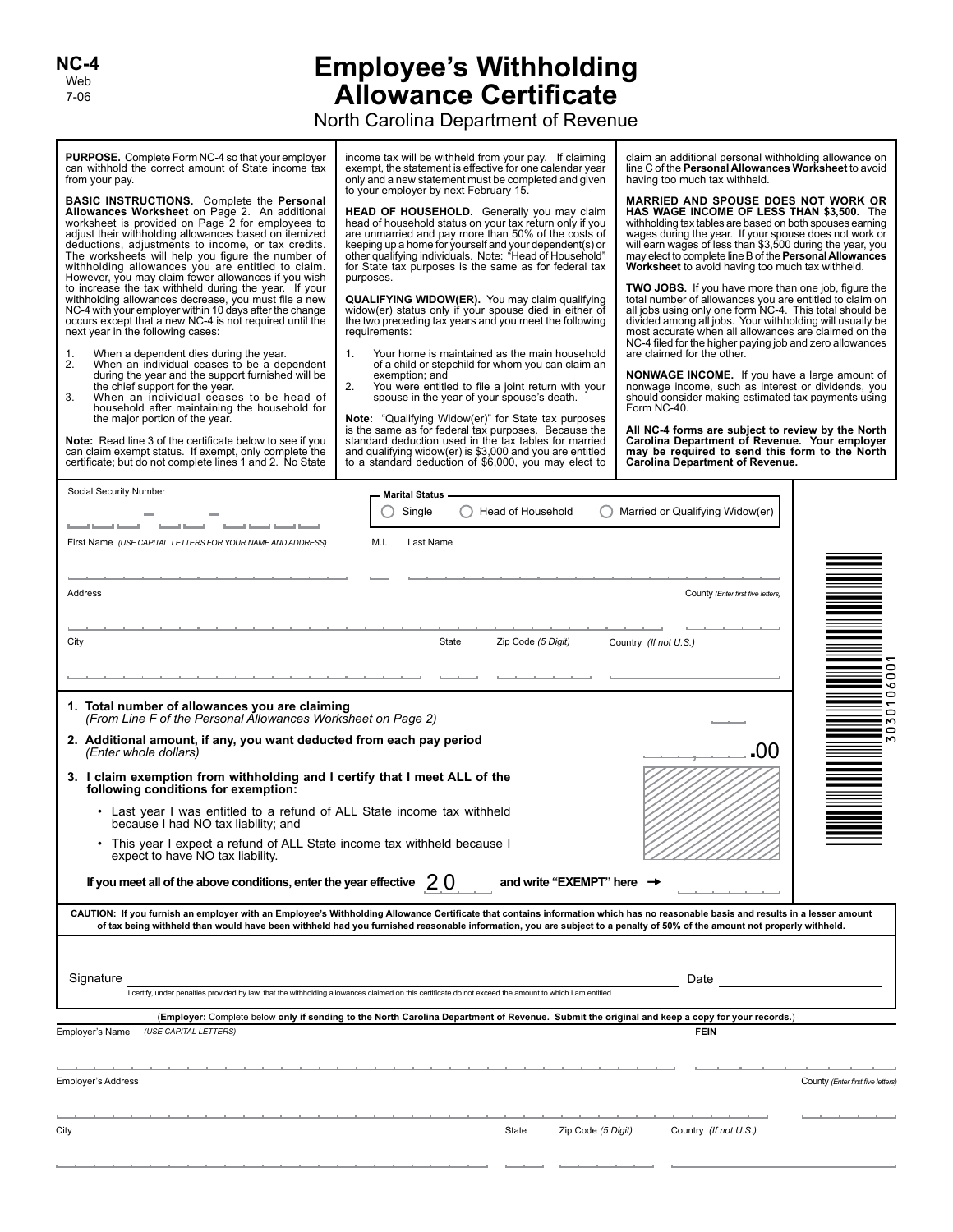**NC-4**
Web
7-06

# Employee's Withholding Allowance Certificate

North Carolina Department of Revenue

**PURPOSE.** Complete Form NC-4 so that your employer can withhold the correct amount of State income tax from your pay.

**BASIC INSTRUCTIONS.** Complete the **Personal Allowances Worksheet** on Page 2. An additional worksheet is provided on Page 2 for employees to adjust their withholding allowances based on itemized deductions, adjustments to income, or tax credits. The worksheets will help you figure the number of withholding allowances you are entitled to claim. However, you may claim fewer allowances if you wish to increase the tax withheld during the year. If your withholding allowances decrease, you must file a new NC-4 with your employer within 10 days after the change occurs except that a new NC-4 is not required until the next year in the following cases:

1. When a dependent dies during the year.
2. When an individual ceases to be a dependent during the year and the support furnished will be the chief support for the year.
3. When an individual ceases to be head of household after maintaining the household for the major portion of the year.

**Note:** Read line 3 of the certificate below to see if you can claim exempt status. If exempt, only complete the certificate; but do not complete lines 1 and 2. No State income tax will be withheld from your pay. If claiming exempt, the statement is effective for one calendar year only and a new statement must be completed and given to your employer by next February 15.

**HEAD OF HOUSEHOLD.** Generally you may claim head of household status on your tax return only if you are unmarried and pay more than 50% of the costs of keeping up a home for yourself and your dependent(s) or other qualifying individuals. Note: "Head of Household" for State tax purposes is the same as for federal tax purposes.

**QUALIFYING WIDOW(ER).** You may claim qualifying widow(er) status only if your spouse died in either of the two preceding tax years and you meet the following requirements:

1. Your home is maintained as the main household of a child or stepchild for whom you can claim an exemption; and
2. You were entitled to file a joint return with your spouse in the year of your spouse's death.

**Note:** "Qualifying Widow(er)" for State tax purposes is the same as for federal tax purposes. Because the standard deduction used in the tax tables for married and qualifying widow(er) is $3,000 and you are entitled to a standard deduction of $6,000, you may elect to claim an additional personal withholding allowance on line C of the **Personal Allowances Worksheet** to avoid having too much tax withheld.

**MARRIED AND SPOUSE DOES NOT WORK OR HAS WAGE INCOME OF LESS THAN $3,500.** The withholding tax tables are based on both spouses earning wages during the year. If your spouse does not work or will earn wages of less than $3,500 during the year, you may elect to complete line B of the **Personal Allowances Worksheet** to avoid having too much tax withheld.

**TWO JOBS.** If you have more than one job, figure the total number of allowances you are entitled to claim on all jobs using only one form NC-4. This total should be divided among all jobs. Your withholding will usually be most accurate when all allowances are claimed on the NC-4 filed for the higher paying job and zero allowances are claimed for the other.

**NONWAGE INCOME.** If you have a large amount of nonwage income, such as interest or dividends, you should consider making estimated tax payments using Form NC-40.

**All NC-4 forms are subject to review by the North Carolina Department of Revenue. Your employer may be required to send this form to the North Carolina Department of Revenue.**

---

Social Security Number

**Marital Status**
○ Single ○ Head of Household ○ Married or Qualifying Widow(er)

First Name *(USE CAPITAL LETTERS FOR YOUR NAME AND ADDRESS)* M.I. Last Name

Address County *(Enter first five letters)*

City State Zip Code *(5 Digit)* Country *(If not U.S.)*

3030106001

**1. Total number of allowances you are claiming**
*(From Line F of the Personal Allowances Worksheet on Page 2)*

**2. Additional amount, if any, you want deducted from each pay period**
*(Enter whole dollars)* .00

**3. I claim exemption from withholding and I certify that I meet ALL of the following conditions for exemption:**

- Last year I was entitled to a refund of ALL State income tax withheld because I had NO tax liability; and
- This year I expect a refund of ALL State income tax withheld because I expect to have NO tax liability.

**If you meet all of the above conditions, enter the year effective** 20 **and write "EXEMPT" here** →

**CAUTION: If you furnish an employer with an Employee's Withholding Allowance Certificate that contains information which has no reasonable basis and results in a lesser amount of tax being withheld than would have been withheld had you furnished reasonable information, you are subject to a penalty of 50% of the amount not properly withheld.**

Signature Date

I certify, under penalties provided by law, that the withholding allowances claimed on this certificate do not exceed the amount to which I am entitled.

(**Employer:** Complete below **only if sending to the North Carolina Department of Revenue. Submit the original and keep a copy for your records.**)

Employer's Name *(USE CAPITAL LETTERS)* **FEIN**

Employer's Address County *(Enter first five letters)*

City State Zip Code *(5 Digit)* Country *(If not U.S.)*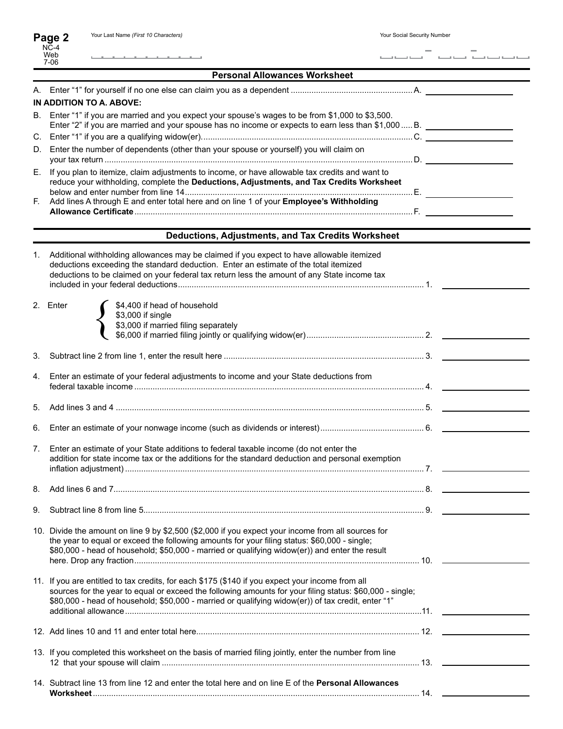Page 2

NC-4
Web
7-06

Your Last Name *(First 10 Characters)*

Your Social Security Number

## Personal Allowances Worksheet

A. Enter "1" for yourself if no one else can claim you as a dependent .................................................... A. ____________

**IN ADDITION TO A. ABOVE:**

B. Enter "1" if you are married and you expect your spouse's wages to be from $1,000 to $3,500. Enter "2" if you are married and your spouse has no income or expects to earn less than $1,000 ..... B. ____________

C. Enter "1" if you are a qualifying widow(er).......................................................................................... C. ____________

D. Enter the number of dependents (other than your spouse or yourself) you will claim on your tax return .................................................................................................................................... D. ____________

E. If you plan to itemize, claim adjustments to income, or have allowable tax credits and want to reduce your withholding, complete the **Deductions, Adjustments, and Tax Credits Worksheet** below and enter number from line 14.................................................................................................. E. ____________

F. Add lines A through E and enter total here and on line 1 of your **Employee's Withholding Allowance Certificate** ....................................................................................................................... F. ____________

## Deductions, Adjustments, and Tax Credits Worksheet

1. Additional withholding allowances may be claimed if you expect to have allowable itemized deductions exceeding the standard deduction. Enter an estimate of the total itemized deductions to be claimed on your federal tax return less the amount of any State income tax included in your federal deductions.......................................................................................................... 1. ____________

2. Enter
   - $4,400 if head of household
   - $3,000 if single
   - $3,000 if married filing separately
   - $6,000 if married filing jointly or qualifying widow(er).................................................. 2. ____________

3. Subtract line 2 from line 1, enter the result here ..................................................................................... 3. ____________

4. Enter an estimate of your federal adjustments to income and your State deductions from federal taxable income ............................................................................................................................ 4. ____________

5. Add lines 3 and 4 .................................................................................................................................... 5. ____________

6. Enter an estimate of your nonwage income (such as dividends or interest)............................................ 6. ____________

7. Enter an estimate of your State additions to federal taxable income (do not enter the addition for state income tax or the additions for the standard deduction and personal exemption inflation adjustment) ................................................................................................................................ 7. ____________

8. Add lines 6 and 7..................................................................................................................................... 8. ____________

9. Subtract line 8 from line 5........................................................................................................................ 9. ____________

10. Divide the amount on line 9 by $2,500 ($2,000 if you expect your income from all sources for the year to equal or exceed the following amounts for your filing status: $60,000 - single; $80,000 - head of household; $50,000 - married or qualifying widow(er)) and enter the result here. Drop any fraction........................................................................................................................... 10. ____________

11. If you are entitled to tax credits, for each $175 ($140 if you expect your income from all sources for the year to equal or exceed the following amounts for your filing status: $60,000 - single; $80,000 - head of household; $50,000 - married or qualifying widow(er)) of tax credit, enter "1" additional allowance...............................................................................................................................11. ____________

12. Add lines 10 and 11 and enter total here............................................................................................... 12. ____________

13. If you completed this worksheet on the basis of married filing jointly, enter the number from line 12 that your spouse will claim ............................................................................................................... 13. ____________

14. Subtract line 13 from line 12 and enter the total here and on line E of the **Personal Allowances Worksheet** ........................................................................................................................................... 14. ____________